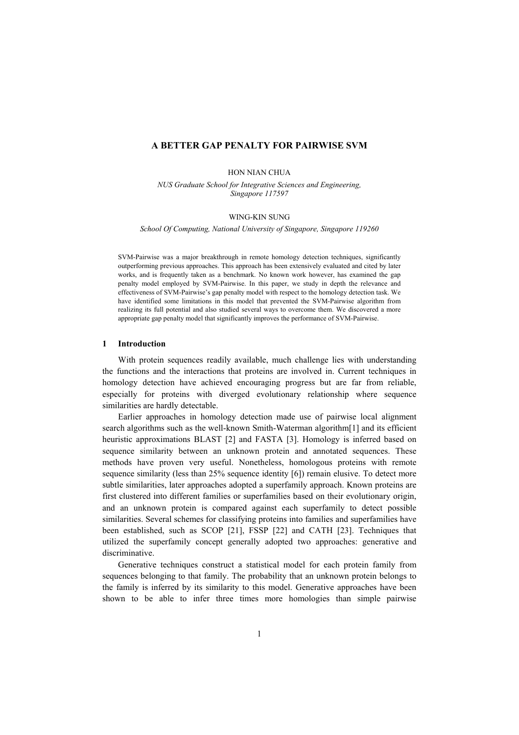# A BETTER GAP PENALTY FOR PAIRWISE SVM

HON NIAN CHUA

*NUS Graduate School for Integrative Sciences and Engineering, Singapore 117597*

WING-KIN SUNG

*School Of Computing, National University of Singapore, Singapore 119260*

SVM-Pairwise was a major breakthrough in remote homology detection techniques, significantly outperforming previous approaches. This approach has been extensively evaluated and cited by later works, and is frequently taken as a benchmark. No known work however, has examined the gap penalty model employed by SVM-Pairwise. In this paper, we study in depth the relevance and effectiveness of SVM-Pairwise's gap penalty model with respect to the homology detection task. We have identified some limitations in this model that prevented the SVM-Pairwise algorithm from realizing its full potential and also studied several ways to overcome them. We discovered a more appropriate gap penalty model that significantly improves the performance of SVM-Pairwise.

## 1 Introduction

With protein sequences readily available, much challenge lies with understanding the functions and the interactions that proteins are involved in. Current techniques in homology detection have achieved encouraging progress but are far from reliable, especially for proteins with diverged evolutionary relationship where sequence similarities are hardly detectable.

Earlier approaches in homology detection made use of pairwise local alignment search algorithms such as the well-known Smith-Waterman algorithm[1] and its efficient heuristic approximations BLAST [2] and FASTA [3]. Homology is inferred based on sequence similarity between an unknown protein and annotated sequences. These methods have proven very useful. Nonetheless, homologous proteins with remote sequence similarity (less than 25% sequence identity [6]) remain elusive. To detect more subtle similarities, later approaches adopted a superfamily approach. Known proteins are first clustered into different families or superfamilies based on their evolutionary origin, and an unknown protein is compared against each superfamily to detect possible similarities. Several schemes for classifying proteins into families and superfamilies have been established, such as SCOP [21], FSSP [22] and CATH [23]. Techniques that utilized the superfamily concept generally adopted two approaches: generative and discriminative.

Generative techniques construct a statistical model for each protein family from sequences belonging to that family. The probability that an unknown protein belongs to the family is inferred by its similarity to this model. Generative approaches have been shown to be able to infer three times more homologies than simple pairwise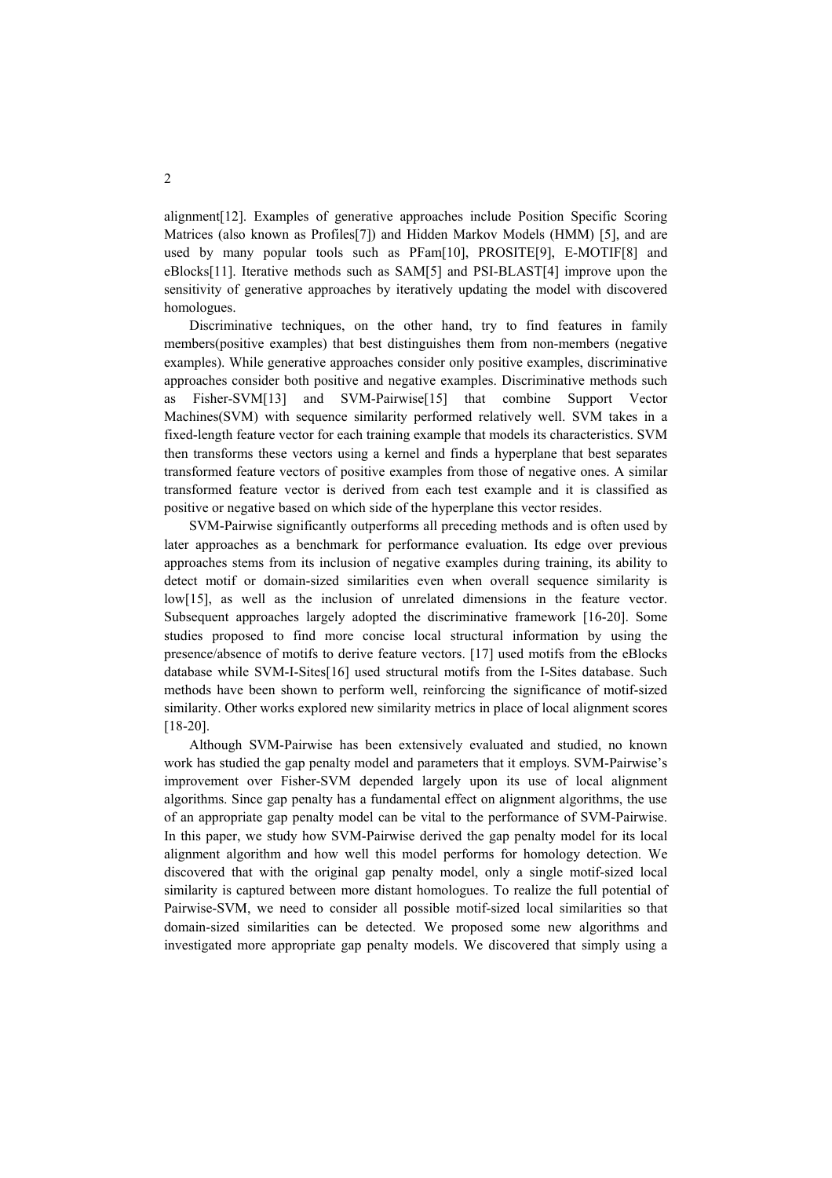alignment[12]. Examples of generative approaches include Position Specific Scoring Matrices (also known as Profiles[7]) and Hidden Markov Models (HMM) [5], and are used by many popular tools such as PFam[10], PROSITE[9], E-MOTIF[8] and eBlocks[11]. Iterative methods such as SAM[5] and PSI-BLAST[4] improve upon the sensitivity of generative approaches by iteratively updating the model with discovered homologues.

Discriminative techniques, on the other hand, try to find features in family members(positive examples) that best distinguishes them from non-members (negative examples). While generative approaches consider only positive examples, discriminative approaches consider both positive and negative examples. Discriminative methods such as Fisher-SVM[13] and SVM-Pairwise[15] that combine Support Vector Machines(SVM) with sequence similarity performed relatively well. SVM takes in a fixed-length feature vector for each training example that models its characteristics. SVM then transforms these vectors using a kernel and finds a hyperplane that best separates transformed feature vectors of positive examples from those of negative ones. A similar transformed feature vector is derived from each test example and it is classified as positive or negative based on which side of the hyperplane this vector resides.

SVM-Pairwise significantly outperforms all preceding methods and is often used by later approaches as a benchmark for performance evaluation. Its edge over previous approaches stems from its inclusion of negative examples during training, its ability to detect motif or domain-sized similarities even when overall sequence similarity is low[15], as well as the inclusion of unrelated dimensions in the feature vector. Subsequent approaches largely adopted the discriminative framework [16-20]. Some studies proposed to find more concise local structural information by using the presence/absence of motifs to derive feature vectors. [17] used motifs from the eBlocks database while SVM-I-Sites[16] used structural motifs from the I-Sites database. Such methods have been shown to perform well, reinforcing the significance of motif-sized similarity. Other works explored new similarity metrics in place of local alignment scores [18-20].

Although SVM-Pairwise has been extensively evaluated and studied, no known work has studied the gap penalty model and parameters that it employs. SVM-Pairwise's improvement over Fisher-SVM depended largely upon its use of local alignment algorithms. Since gap penalty has a fundamental effect on alignment algorithms, the use of an appropriate gap penalty model can be vital to the performance of SVM-Pairwise. In this paper, we study how SVM-Pairwise derived the gap penalty model for its local alignment algorithm and how well this model performs for homology detection. We discovered that with the original gap penalty model, only a single motif-sized local similarity is captured between more distant homologues. To realize the full potential of Pairwise-SVM, we need to consider all possible motif-sized local similarities so that domain-sized similarities can be detected. We proposed some new algorithms and investigated more appropriate gap penalty models. We discovered that simply using a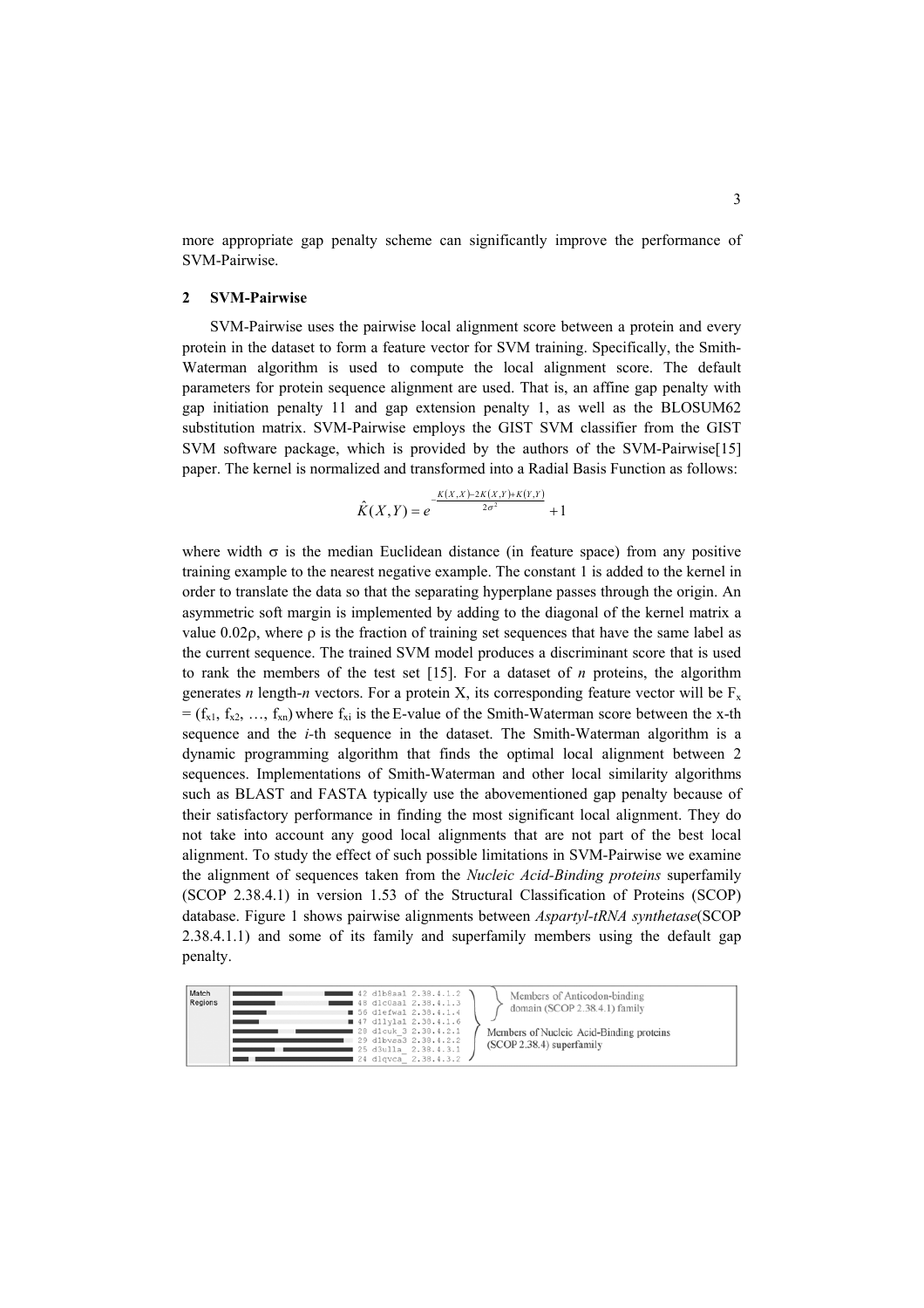more appropriate gap penalty scheme can significantly improve the performance of SVM-Pairwise.

## 2 SVM-Pairwise

SVM-Pairwise uses the pairwise local alignment score between a protein and every protein in the dataset to form a feature vector for SVM training. Specifically, the Smith-Waterman algorithm is used to compute the local alignment score. The default parameters for protein sequence alignment are used. That is, an affine gap penalty with gap initiation penalty 11 and gap extension penalty 1, as well as the BLOSUM62 substitution matrix. SVM-Pairwise employs the GIST SVM classifier from the GIST SVM software package, which is provided by the authors of the SVM-Pairwise[15] paper. The kernel is normalized and transformed into a Radial Basis Function as follows:

$$\hat{K}(X,Y) = e^{-\frac{K(X,X)-2K(X,Y)+K(Y,Y)}{2\sigma^2}} + 1$$

where width $\sigma$ is the median Euclidean distance (in feature space) from any positive training example to the nearest negative example. The constant 1 is added to the kernel in order to translate the data so that the separating hyperplane passes through the origin. An asymmetric soft margin is implemented by adding to the diagonal of the kernel matrix a value $0.02\rho$, where $\rho$ is the fraction of training set sequences that have the same label as the current sequence. The trained SVM model produces a discriminant score that is used to rank the members of the test set [15]. For a dataset of *n* proteins, the algorithm generates *n* length-*n* vectors. For a protein X, its corresponding feature vector will be $F_x = (f_{x1}, f_{x2}, \ldots, f_{xn})$ where $f_{xi}$ is the E-value of the Smith-Waterman score between the x-th sequence and the *i*-th sequence in the dataset. The Smith-Waterman algorithm is a dynamic programming algorithm that finds the optimal local alignment between 2 sequences. Implementations of Smith-Waterman and other local similarity algorithms such as BLAST and FASTA typically use the abovementioned gap penalty because of their satisfactory performance in finding the most significant local alignment. They do not take into account any good local alignments that are not part of the best local alignment. To study the effect of such possible limitations in SVM-Pairwise we examine the alignment of sequences taken from the *Nucleic Acid-Binding proteins* superfamily (SCOP 2.38.4.1) in version 1.53 of the Structural Classification of Proteins (SCOP) database. Figure 1 shows pairwise alignments between *Aspartyl-tRNA synthetase*(SCOP 2.38.4.1.1) and some of its family and superfamily members using the default gap penalty.

Match Regions

42 d1b8aa1 2.38.4.1.2
48 d1c0aa1 2.38.4.1.3
56 d1efwa1 2.38.4.1.4
47 d1lyla1 2.38.4.1.6
28 d1cuk_3 2.38.4.2.1
29 d1bvsa3 2.38.4.2.2
25 d3ulla_ 2.38.4.3.1
24 d1qvca_ 2.38.4.3.2

Members of Anticodon-binding domain (SCOP 2.38.4.1) family

Members of Nucleic Acid-Binding proteins (SCOP 2.38.4) superfamily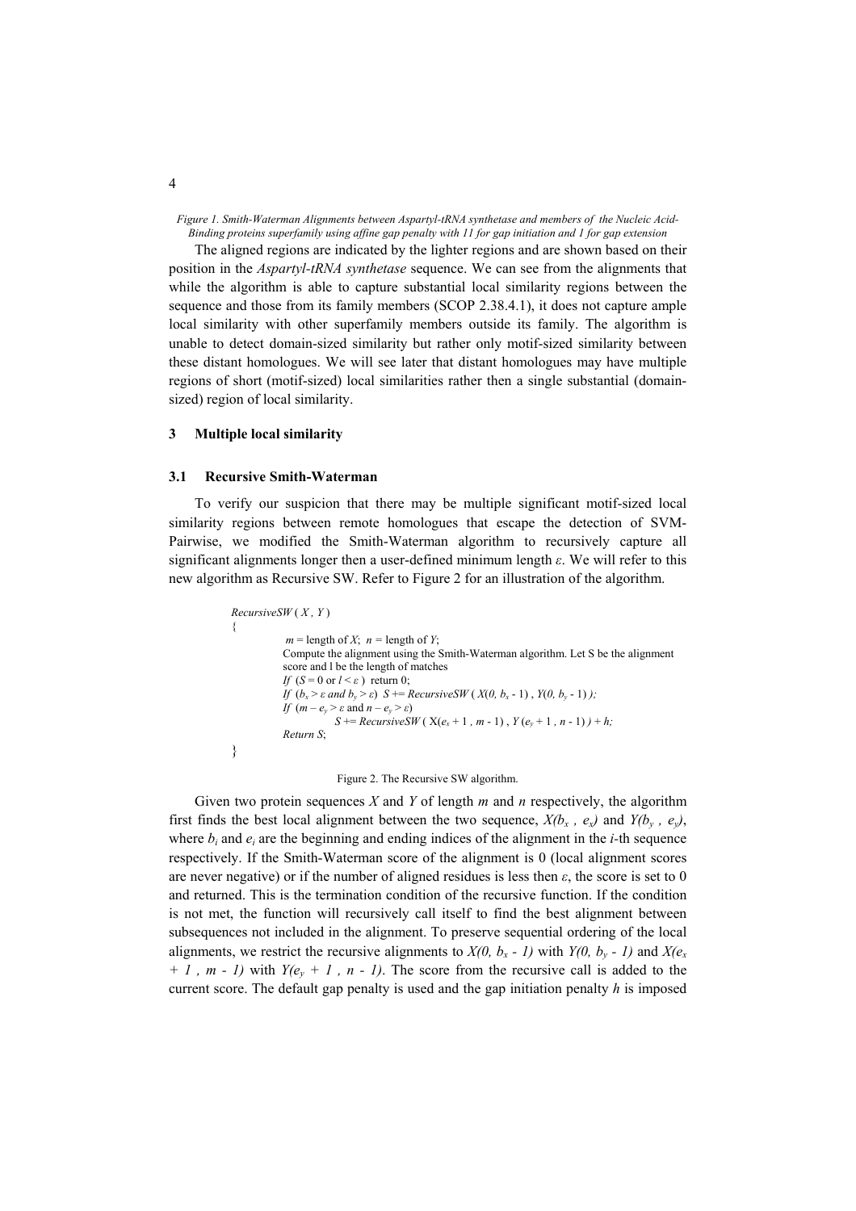*Figure 1. Smith-Waterman Alignments between Aspartyl-tRNA synthetase and members of the Nucleic Acid-Binding proteins superfamily using affine gap penalty with 11 for gap initiation and 1 for gap extension*

The aligned regions are indicated by the lighter regions and are shown based on their position in the *Aspartyl-tRNA synthetase* sequence. We can see from the alignments that while the algorithm is able to capture substantial local similarity regions between the sequence and those from its family members (SCOP 2.38.4.1), it does not capture ample local similarity with other superfamily members outside its family. The algorithm is unable to detect domain-sized similarity but rather only motif-sized similarity between these distant homologues. We will see later that distant homologues may have multiple regions of short (motif-sized) local similarities rather then a single substantial (domain-sized) region of local similarity.

## 3 Multiple local similarity

### 3.1 Recursive Smith-Waterman

To verify our suspicion that there may be multiple significant motif-sized local similarity regions between remote homologues that escape the detection of SVM-Pairwise, we modified the Smith-Waterman algorithm to recursively capture all significant alignments longer then a user-defined minimum length $\varepsilon$. We will refer to this new algorithm as Recursive SW. Refer to Figure 2 for an illustration of the algorithm.

```
RecursiveSW ( X , Y )
{
    m = length of X;  n = length of Y;
    Compute the alignment using the Smith-Waterman algorithm. Let S be the alignment
    score and l be the length of matches
    If  (S = 0 or l < ε )  return 0;
    If  (b_x > ε and b_y > ε)  S += RecursiveSW ( X(0, b_x - 1) , Y(0, b_y - 1) );
    If  (m – e_y > ε and n – e_y > ε)
        S += RecursiveSW ( X(e_x + 1 , m - 1) , Y (e_y + 1 , n - 1) ) + h;
    Return S;
}
```

Figure 2. The Recursive SW algorithm.

Given two protein sequences $X$ and $Y$ of length $m$ and $n$ respectively, the algorithm first finds the best local alignment between the two sequence, $X(b_x , e_x)$ and $Y(b_y , e_y)$, where $b_i$ and $e_i$ are the beginning and ending indices of the alignment in the $i$-th sequence respectively. If the Smith-Waterman score of the alignment is 0 (local alignment scores are never negative) or if the number of aligned residues is less then $\varepsilon$, the score is set to 0 and returned. This is the termination condition of the recursive function. If the condition is not met, the function will recursively call itself to find the best alignment between subsequences not included in the alignment. To preserve sequential ordering of the local alignments, we restrict the recursive alignments to $X(0, b_x - 1)$ with $Y(0, b_y - 1)$ and $X(e_x + 1 , m - 1)$ with $Y(e_y + 1 , n - 1)$. The score from the recursive call is added to the current score. The default gap penalty is used and the gap initiation penalty $h$ is imposed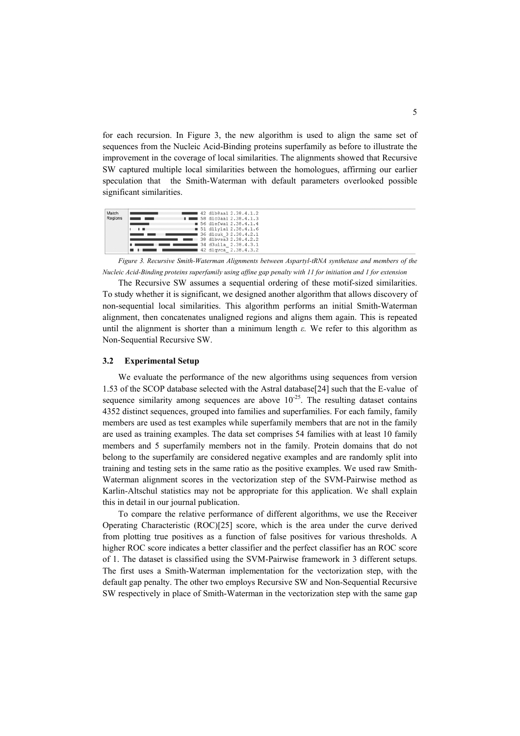for each recursion. In Figure 3, the new algorithm is used to align the same set of sequences from the Nucleic Acid-Binding proteins superfamily as before to illustrate the improvement in the coverage of local similarities. The alignments showed that Recursive SW captured multiple local similarities between the homologues, affirming our earlier speculation that the Smith-Waterman with default parameters overlooked possible significant similarities.

| Match Regions | |
|---|---|
| | 42 d1b8aa1 2.38.4.1.2 |
| | 58 d1c0aa1 2.38.4.1.3 |
| | 56 d1efwa1 2.38.4.1.4 |
| | 51 d1lyla1 2.38.4.1.6 |
| | 36 d1cuk_3 2.38.4.2.1 |
| | 38 d1bvsa3 2.38.4.2.2 |
| | 34 d3ulla_ 2.38.4.3.1 |
| | 42 d1qvca_ 2.38.4.3.2 |

*Figure 3. Recursive Smith-Waterman Alignments between Aspartyl-tRNA synthetase and members of the Nucleic Acid-Binding proteins superfamily using affine gap penalty with 11 for initiation and 1 for extension*

The Recursive SW assumes a sequential ordering of these motif-sized similarities. To study whether it is significant, we designed another algorithm that allows discovery of non-sequential local similarities. This algorithm performs an initial Smith-Waterman alignment, then concatenates unaligned regions and aligns them again. This is repeated until the alignment is shorter than a minimum length $\varepsilon$. We refer to this algorithm as Non-Sequential Recursive SW.

### 3.2 Experimental Setup

We evaluate the performance of the new algorithms using sequences from version 1.53 of the SCOP database selected with the Astral database[24] such that the E-value of sequence similarity among sequences are above $10^{-25}$. The resulting dataset contains 4352 distinct sequences, grouped into families and superfamilies. For each family, family members are used as test examples while superfamily members that are not in the family are used as training examples. The data set comprises 54 families with at least 10 family members and 5 superfamily members not in the family. Protein domains that do not belong to the superfamily are considered negative examples and are randomly split into training and testing sets in the same ratio as the positive examples. We used raw Smith-Waterman alignment scores in the vectorization step of the SVM-Pairwise method as Karlin-Altschul statistics may not be appropriate for this application. We shall explain this in detail in our journal publication.

To compare the relative performance of different algorithms, we use the Receiver Operating Characteristic (ROC)[25] score, which is the area under the curve derived from plotting true positives as a function of false positives for various thresholds. A higher ROC score indicates a better classifier and the perfect classifier has an ROC score of 1. The dataset is classified using the SVM-Pairwise framework in 3 different setups. The first uses a Smith-Waterman implementation for the vectorization step, with the default gap penalty. The other two employs Recursive SW and Non-Sequential Recursive SW respectively in place of Smith-Waterman in the vectorization step with the same gap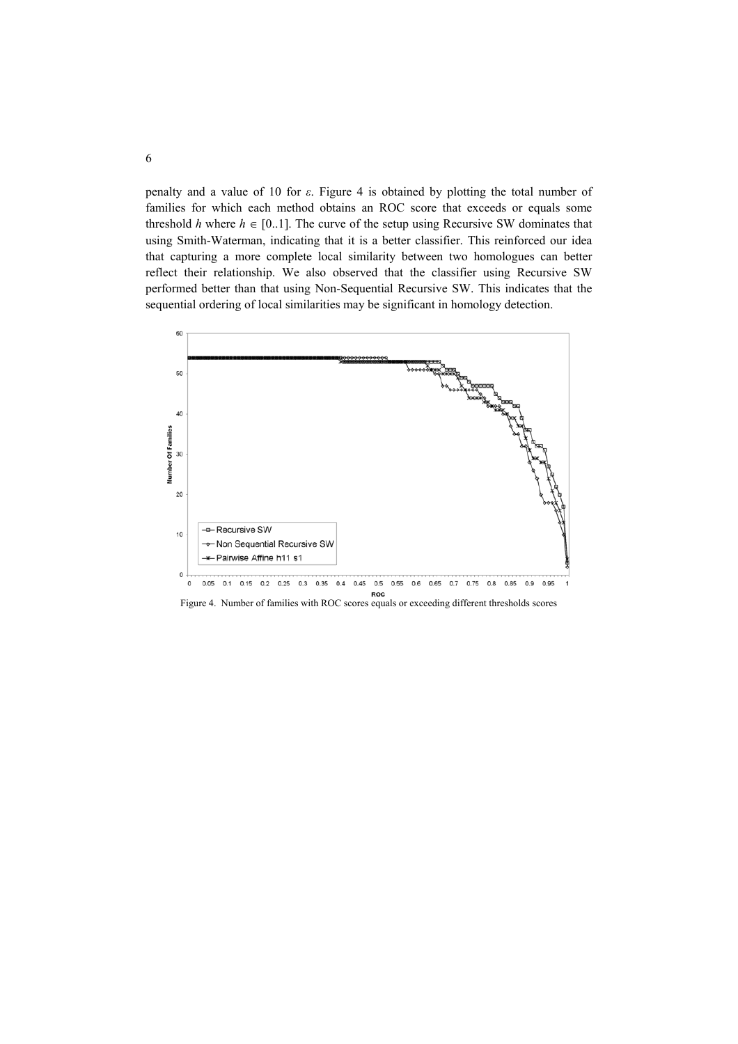penalty and a value of 10 for $\varepsilon$. Figure 4 is obtained by plotting the total number of families for which each method obtains an ROC score that exceeds or equals some threshold $h$ where $h \in [0..1]$. The curve of the setup using Recursive SW dominates that using Smith-Waterman, indicating that it is a better classifier. This reinforced our idea that capturing a more complete local similarity between two homologues can better reflect their relationship. We also observed that the classifier using Recursive SW performed better than that using Non-Sequential Recursive SW. This indicates that the sequential ordering of local similarities may be significant in homology detection.

Figure 4. Number of families with ROC scores equals or exceeding different thresholds scores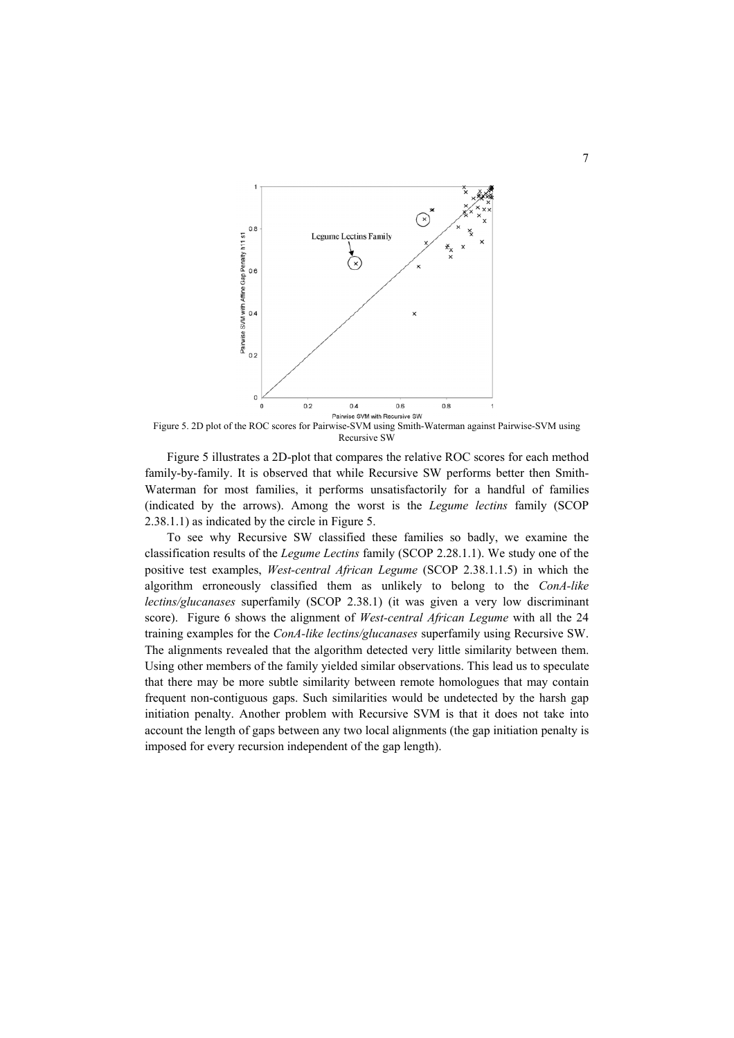Figure 5. 2D plot of the ROC scores for Pairwise-SVM using Smith-Waterman against Pairwise-SVM using Recursive SW

Figure 5 illustrates a 2D-plot that compares the relative ROC scores for each method family-by-family. It is observed that while Recursive SW performs better then Smith-Waterman for most families, it performs unsatisfactorily for a handful of families (indicated by the arrows). Among the worst is the *Legume lectins* family (SCOP 2.38.1.1) as indicated by the circle in Figure 5.

To see why Recursive SW classified these families so badly, we examine the classification results of the *Legume Lectins* family (SCOP 2.28.1.1). We study one of the positive test examples, *West-central African Legume* (SCOP 2.38.1.1.5) in which the algorithm erroneously classified them as unlikely to belong to the *ConA-like lectins/glucanases* superfamily (SCOP 2.38.1) (it was given a very low discriminant score). Figure 6 shows the alignment of *West-central African Legume* with all the 24 training examples for the *ConA-like lectins/glucanases* superfamily using Recursive SW. The alignments revealed that the algorithm detected very little similarity between them. Using other members of the family yielded similar observations. This lead us to speculate that there may be more subtle similarity between remote homologues that may contain frequent non-contiguous gaps. Such similarities would be undetected by the harsh gap initiation penalty. Another problem with Recursive SVM is that it does not take into account the length of gaps between any two local alignments (the gap initiation penalty is imposed for every recursion independent of the gap length).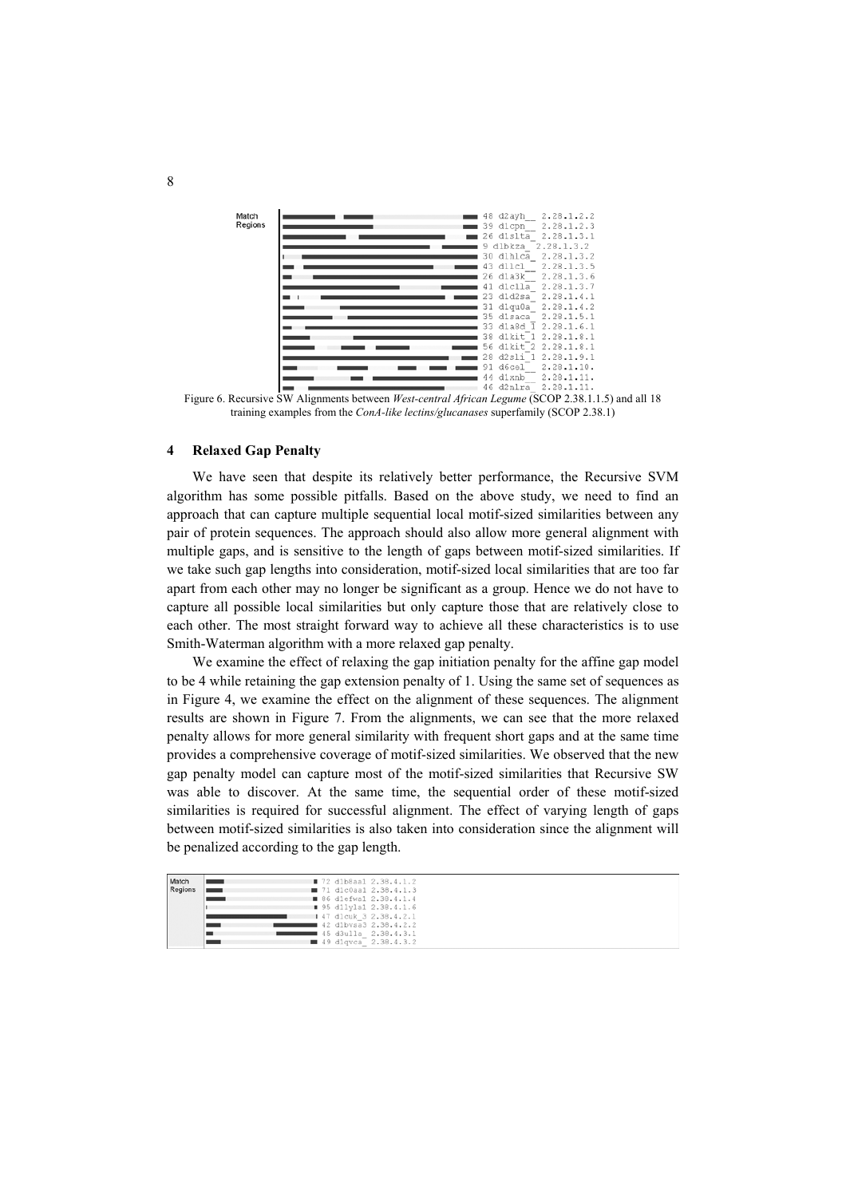Figure 6. Recursive SW Alignments between *West-central African Legume* (SCOP 2.38.1.1.5) and all 18 training examples from the *ConA-like lectins/glucanases* superfamily (SCOP 2.38.1)

## 4 Relaxed Gap Penalty

We have seen that despite its relatively better performance, the Recursive SVM algorithm has some possible pitfalls. Based on the above study, we need to find an approach that can capture multiple sequential local motif-sized similarities between any pair of protein sequences. The approach should also allow more general alignment with multiple gaps, and is sensitive to the length of gaps between motif-sized similarities. If we take such gap lengths into consideration, motif-sized local similarities that are too far apart from each other may no longer be significant as a group. Hence we do not have to capture all possible local similarities but only capture those that are relatively close to each other. The most straight forward way to achieve all these characteristics is to use Smith-Waterman algorithm with a more relaxed gap penalty.

We examine the effect of relaxing the gap initiation penalty for the affine gap model to be 4 while retaining the gap extension penalty of 1. Using the same set of sequences as in Figure 4, we examine the effect on the alignment of these sequences. The alignment results are shown in Figure 7. From the alignments, we can see that the more relaxed penalty allows for more general similarity with frequent short gaps and at the same time provides a comprehensive coverage of motif-sized similarities. We observed that the new gap penalty model can capture most of the motif-sized similarities that Recursive SW was able to discover. At the same time, the sequential order of these motif-sized similarities is required for successful alignment. The effect of varying length of gaps between motif-sized similarities is also taken into consideration since the alignment will be penalized according to the gap length.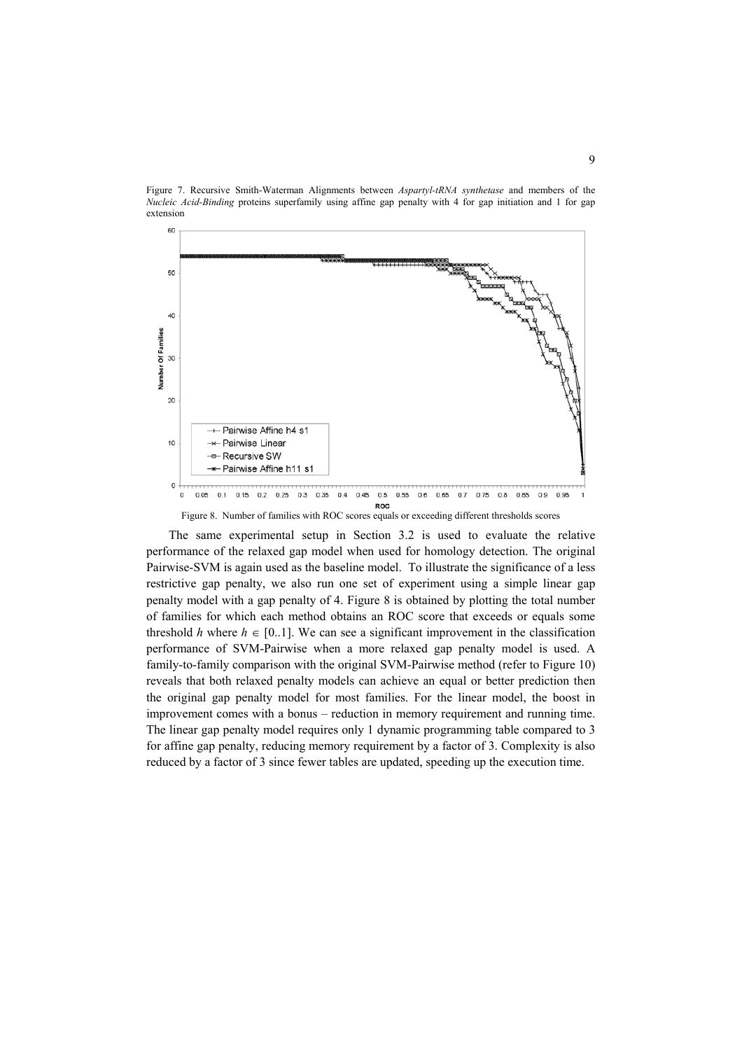Figure 7. Recursive Smith-Waterman Alignments between *Aspartyl-tRNA synthetase* and members of the *Nucleic Acid-Binding* proteins superfamily using affine gap penalty with 4 for gap initiation and 1 for gap extension

Figure 8. Number of families with ROC scores equals or exceeding different thresholds scores

The same experimental setup in Section 3.2 is used to evaluate the relative performance of the relaxed gap model when used for homology detection. The original Pairwise-SVM is again used as the baseline model. To illustrate the significance of a less restrictive gap penalty, we also run one set of experiment using a simple linear gap penalty model with a gap penalty of 4. Figure 8 is obtained by plotting the total number of families for which each method obtains an ROC score that exceeds or equals some threshold $h$ where $h \in [0..1]$. We can see a significant improvement in the classification performance of SVM-Pairwise when a more relaxed gap penalty model is used. A family-to-family comparison with the original SVM-Pairwise method (refer to Figure 10) reveals that both relaxed penalty models can achieve an equal or better prediction then the original gap penalty model for most families. For the linear model, the boost in improvement comes with a bonus – reduction in memory requirement and running time. The linear gap penalty model requires only 1 dynamic programming table compared to 3 for affine gap penalty, reducing memory requirement by a factor of 3. Complexity is also reduced by a factor of 3 since fewer tables are updated, speeding up the execution time.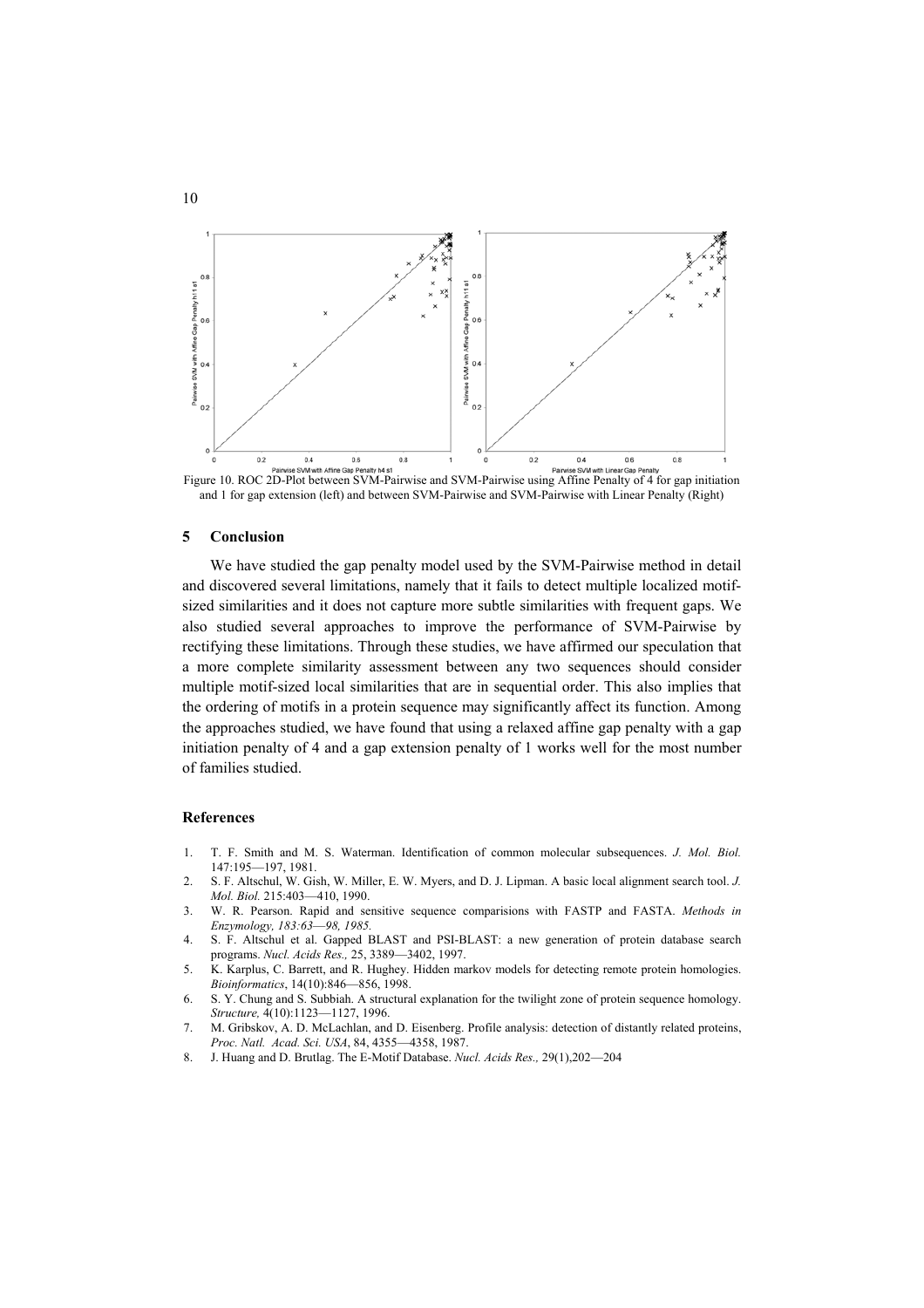Figure 10. ROC 2D-Plot between SVM-Pairwise and SVM-Pairwise using Affine Penalty of 4 for gap initiation and 1 for gap extension (left) and between SVM-Pairwise and SVM-Pairwise with Linear Penalty (Right)

## 5 Conclusion

We have studied the gap penalty model used by the SVM-Pairwise method in detail and discovered several limitations, namely that it fails to detect multiple localized motif-sized similarities and it does not capture more subtle similarities with frequent gaps. We also studied several approaches to improve the performance of SVM-Pairwise by rectifying these limitations. Through these studies, we have affirmed our speculation that a more complete similarity assessment between any two sequences should consider multiple motif-sized local similarities that are in sequential order. This also implies that the ordering of motifs in a protein sequence may significantly affect its function. Among the approaches studied, we have found that using a relaxed affine gap penalty with a gap initiation penalty of 4 and a gap extension penalty of 1 works well for the most number of families studied.

## References

1. T. F. Smith and M. S. Waterman. Identification of common molecular subsequences. *J. Mol. Biol.* 147:195—197, 1981.
2. S. F. Altschul, W. Gish, W. Miller, E. W. Myers, and D. J. Lipman. A basic local alignment search tool. *J. Mol. Biol.* 215:403—410, 1990.
3. W. R. Pearson. Rapid and sensitive sequence comparisions with FASTP and FASTA. *Methods in Enzymology, 183:63—98, 1985.*
4. S. F. Altschul et al. Gapped BLAST and PSI-BLAST: a new generation of protein database search programs. *Nucl. Acids Res.,* 25, 3389—3402, 1997.
5. K. Karplus, C. Barrett, and R. Hughey. Hidden markov models for detecting remote protein homologies. *Bioinformatics*, 14(10):846—856, 1998.
6. S. Y. Chung and S. Subbiah. A structural explanation for the twilight zone of protein sequence homology. *Structure,* 4(10):1123—1127, 1996.
7. M. Gribskov, A. D. McLachlan, and D. Eisenberg. Profile analysis: detection of distantly related proteins, *Proc. Natl. Acad. Sci. USA*, 84, 4355—4358, 1987.
8. J. Huang and D. Brutlag. The E-Motif Database. *Nucl. Acids Res.,* 29(1),202—204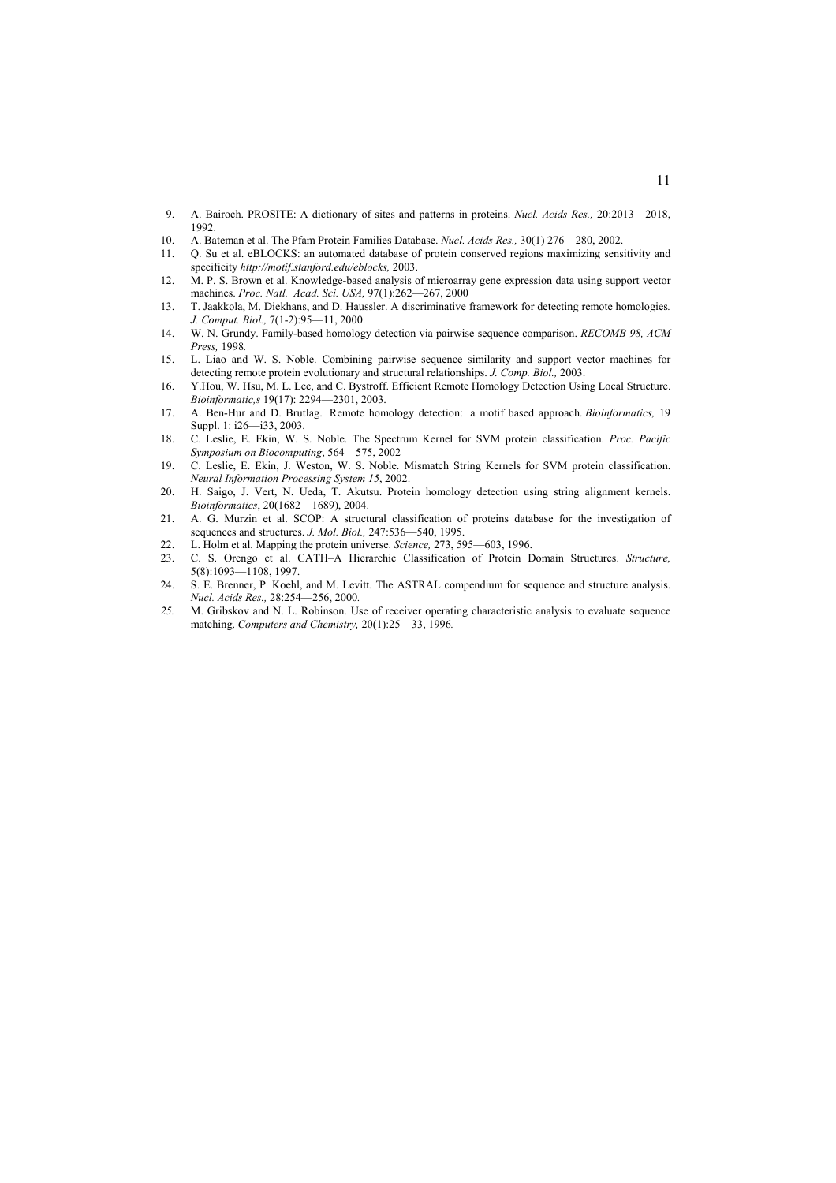9. A. Bairoch. PROSITE: A dictionary of sites and patterns in proteins. *Nucl. Acids Res.,* 20:2013—2018, 1992.
10. A. Bateman et al. The Pfam Protein Families Database. *Nucl. Acids Res.,* 30(1) 276—280, 2002.
11. Q. Su et al. eBLOCKS: an automated database of protein conserved regions maximizing sensitivity and specificity *http://motif.stanford.edu/eblocks,* 2003.
12. M. P. S. Brown et al. Knowledge-based analysis of microarray gene expression data using support vector machines. *Proc. Natl. Acad. Sci. USA,* 97(1):262—267, 2000
13. T. Jaakkola, M. Diekhans, and D. Haussler. A discriminative framework for detecting remote homologies. *J. Comput. Biol.,* 7(1-2):95—11, 2000.
14. W. N. Grundy. Family-based homology detection via pairwise sequence comparison. *RECOMB 98, ACM Press,* 1998.
15. L. Liao and W. S. Noble. Combining pairwise sequence similarity and support vector machines for detecting remote protein evolutionary and structural relationships. *J. Comp. Biol.,* 2003.
16. Y.Hou, W. Hsu, M. L. Lee, and C. Bystroff. Efficient Remote Homology Detection Using Local Structure. *Bioinformatic,s* 19(17): 2294—2301, 2003.
17. A. Ben-Hur and D. Brutlag. Remote homology detection: a motif based approach. *Bioinformatics,* 19 Suppl. 1: i26—i33, 2003.
18. C. Leslie, E. Ekin, W. S. Noble. The Spectrum Kernel for SVM protein classification. *Proc. Pacific Symposium on Biocomputing*, 564—575, 2002
19. C. Leslie, E. Ekin, J. Weston, W. S. Noble. Mismatch String Kernels for SVM protein classification. *Neural Information Processing System 15*, 2002.
20. H. Saigo, J. Vert, N. Ueda, T. Akutsu. Protein homology detection using string alignment kernels. *Bioinformatics*, 20(1682—1689), 2004.
21. A. G. Murzin et al. SCOP: A structural classification of proteins database for the investigation of sequences and structures. *J. Mol. Biol.,* 247:536—540, 1995.
22. L. Holm et al. Mapping the protein universe. *Science,* 273, 595—603, 1996.
23. C. S. Orengo et al. CATH–A Hierarchic Classification of Protein Domain Structures. *Structure,* 5(8):1093—1108, 1997.
24. S. E. Brenner, P. Koehl, and M. Levitt. The ASTRAL compendium for sequence and structure analysis. *Nucl. Acids Res.,* 28:254—256, 2000.
25. M. Gribskov and N. L. Robinson. Use of receiver operating characteristic analysis to evaluate sequence matching. *Computers and Chemistry,* 20(1):25—33, 1996.